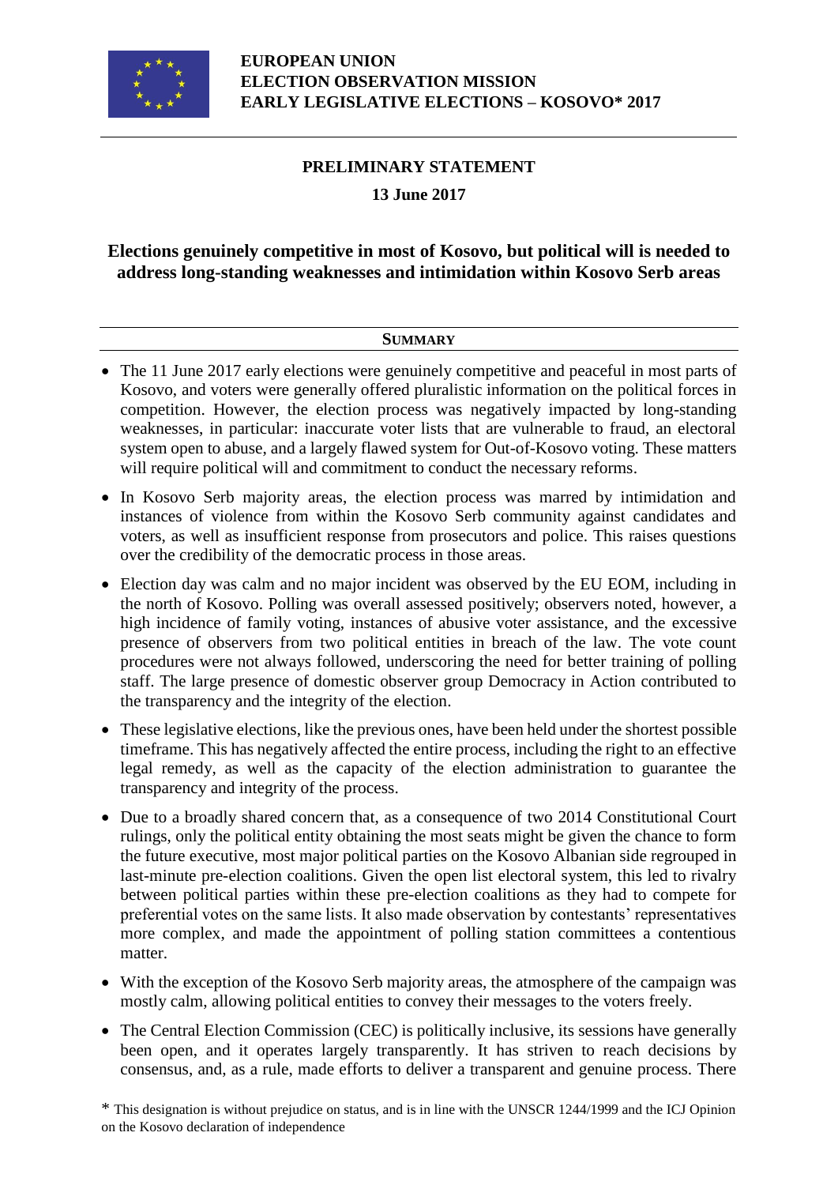**EUROPEAN UNION**
**ELECTION OBSERVATION MISSION**
**EARLY LEGISLATIVE ELECTIONS – KOSOVO* 2017**

---

**PRELIMINARY STATEMENT**

**13 June 2017**

# Elections genuinely competitive in most of Kosovo, but political will is needed to address long-standing weaknesses and intimidation within Kosovo Serb areas

## SUMMARY

- The 11 June 2017 early elections were genuinely competitive and peaceful in most parts of Kosovo, and voters were generally offered pluralistic information on the political forces in competition. However, the election process was negatively impacted by long-standing weaknesses, in particular: inaccurate voter lists that are vulnerable to fraud, an electoral system open to abuse, and a largely flawed system for Out-of-Kosovo voting. These matters will require political will and commitment to conduct the necessary reforms.
- In Kosovo Serb majority areas, the election process was marred by intimidation and instances of violence from within the Kosovo Serb community against candidates and voters, as well as insufficient response from prosecutors and police. This raises questions over the credibility of the democratic process in those areas.
- Election day was calm and no major incident was observed by the EU EOM, including in the north of Kosovo. Polling was overall assessed positively; observers noted, however, a high incidence of family voting, instances of abusive voter assistance, and the excessive presence of observers from two political entities in breach of the law. The vote count procedures were not always followed, underscoring the need for better training of polling staff. The large presence of domestic observer group Democracy in Action contributed to the transparency and the integrity of the election.
- These legislative elections, like the previous ones, have been held under the shortest possible timeframe. This has negatively affected the entire process, including the right to an effective legal remedy, as well as the capacity of the election administration to guarantee the transparency and integrity of the process.
- Due to a broadly shared concern that, as a consequence of two 2014 Constitutional Court rulings, only the political entity obtaining the most seats might be given the chance to form the future executive, most major political parties on the Kosovo Albanian side regrouped in last-minute pre-election coalitions. Given the open list electoral system, this led to rivalry between political parties within these pre-election coalitions as they had to compete for preferential votes on the same lists. It also made observation by contestants' representatives more complex, and made the appointment of polling station committees a contentious matter.
- With the exception of the Kosovo Serb majority areas, the atmosphere of the campaign was mostly calm, allowing political entities to convey their messages to the voters freely.
- The Central Election Commission (CEC) is politically inclusive, its sessions have generally been open, and it operates largely transparently. It has striven to reach decisions by consensus, and, as a rule, made efforts to deliver a transparent and genuine process. There

\* This designation is without prejudice on status, and is in line with the UNSCR 1244/1999 and the ICJ Opinion on the Kosovo declaration of independence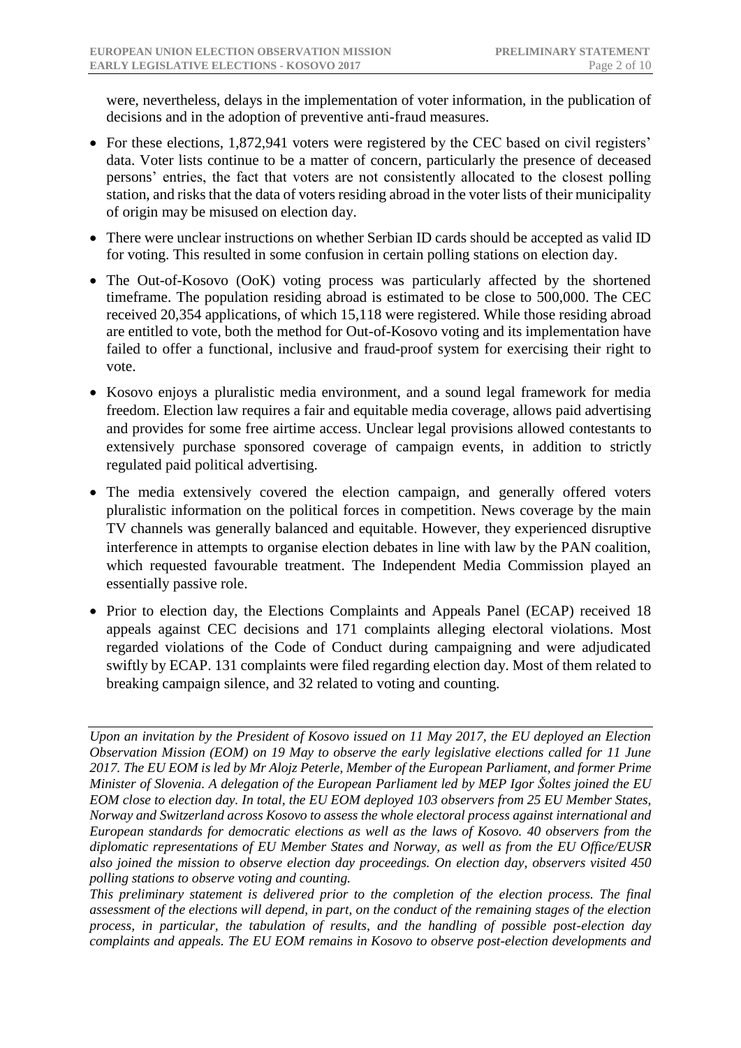were, nevertheless, delays in the implementation of voter information, in the publication of decisions and in the adoption of preventive anti-fraud measures.

- For these elections, 1,872,941 voters were registered by the CEC based on civil registers' data. Voter lists continue to be a matter of concern, particularly the presence of deceased persons' entries, the fact that voters are not consistently allocated to the closest polling station, and risks that the data of voters residing abroad in the voter lists of their municipality of origin may be misused on election day.
- There were unclear instructions on whether Serbian ID cards should be accepted as valid ID for voting. This resulted in some confusion in certain polling stations on election day.
- The Out-of-Kosovo (OoK) voting process was particularly affected by the shortened timeframe. The population residing abroad is estimated to be close to 500,000. The CEC received 20,354 applications, of which 15,118 were registered. While those residing abroad are entitled to vote, both the method for Out-of-Kosovo voting and its implementation have failed to offer a functional, inclusive and fraud-proof system for exercising their right to vote.
- Kosovo enjoys a pluralistic media environment, and a sound legal framework for media freedom. Election law requires a fair and equitable media coverage, allows paid advertising and provides for some free airtime access. Unclear legal provisions allowed contestants to extensively purchase sponsored coverage of campaign events, in addition to strictly regulated paid political advertising.
- The media extensively covered the election campaign, and generally offered voters pluralistic information on the political forces in competition. News coverage by the main TV channels was generally balanced and equitable. However, they experienced disruptive interference in attempts to organise election debates in line with law by the PAN coalition, which requested favourable treatment. The Independent Media Commission played an essentially passive role.
- Prior to election day, the Elections Complaints and Appeals Panel (ECAP) received 18 appeals against CEC decisions and 171 complaints alleging electoral violations. Most regarded violations of the Code of Conduct during campaigning and were adjudicated swiftly by ECAP. 131 complaints were filed regarding election day. Most of them related to breaking campaign silence, and 32 related to voting and counting.

---

*Upon an invitation by the President of Kosovo issued on 11 May 2017, the EU deployed an Election Observation Mission (EOM) on 19 May to observe the early legislative elections called for 11 June 2017. The EU EOM is led by Mr Alojz Peterle, Member of the European Parliament, and former Prime Minister of Slovenia. A delegation of the European Parliament led by MEP Igor Šoltes joined the EU EOM close to election day. In total, the EU EOM deployed 103 observers from 25 EU Member States, Norway and Switzerland across Kosovo to assess the whole electoral process against international and European standards for democratic elections as well as the laws of Kosovo. 40 observers from the diplomatic representations of EU Member States and Norway, as well as from the EU Office/EUSR also joined the mission to observe election day proceedings. On election day, observers visited 450 polling stations to observe voting and counting.*

*This preliminary statement is delivered prior to the completion of the election process. The final assessment of the elections will depend, in part, on the conduct of the remaining stages of the election process, in particular, the tabulation of results, and the handling of possible post-election day complaints and appeals. The EU EOM remains in Kosovo to observe post-election developments and*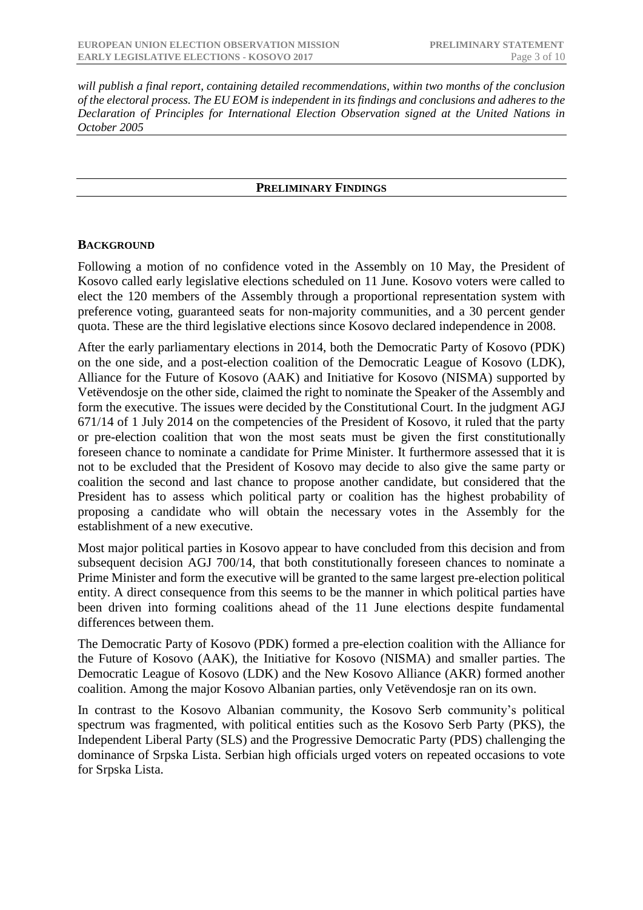*will publish a final report, containing detailed recommendations, within two months of the conclusion of the electoral process. The EU EOM is independent in its findings and conclusions and adheres to the Declaration of Principles for International Election Observation signed at the United Nations in October 2005*

## PRELIMINARY FINDINGS

### BACKGROUND

Following a motion of no confidence voted in the Assembly on 10 May, the President of Kosovo called early legislative elections scheduled on 11 June. Kosovo voters were called to elect the 120 members of the Assembly through a proportional representation system with preference voting, guaranteed seats for non-majority communities, and a 30 percent gender quota. These are the third legislative elections since Kosovo declared independence in 2008.

After the early parliamentary elections in 2014, both the Democratic Party of Kosovo (PDK) on the one side, and a post-election coalition of the Democratic League of Kosovo (LDK), Alliance for the Future of Kosovo (AAK) and Initiative for Kosovo (NISMA) supported by Vetëvendosje on the other side, claimed the right to nominate the Speaker of the Assembly and form the executive. The issues were decided by the Constitutional Court. In the judgment AGJ 671/14 of 1 July 2014 on the competencies of the President of Kosovo, it ruled that the party or pre-election coalition that won the most seats must be given the first constitutionally foreseen chance to nominate a candidate for Prime Minister. It furthermore assessed that it is not to be excluded that the President of Kosovo may decide to also give the same party or coalition the second and last chance to propose another candidate, but considered that the President has to assess which political party or coalition has the highest probability of proposing a candidate who will obtain the necessary votes in the Assembly for the establishment of a new executive.

Most major political parties in Kosovo appear to have concluded from this decision and from subsequent decision AGJ 700/14, that both constitutionally foreseen chances to nominate a Prime Minister and form the executive will be granted to the same largest pre-election political entity. A direct consequence from this seems to be the manner in which political parties have been driven into forming coalitions ahead of the 11 June elections despite fundamental differences between them.

The Democratic Party of Kosovo (PDK) formed a pre-election coalition with the Alliance for the Future of Kosovo (AAK), the Initiative for Kosovo (NISMA) and smaller parties. The Democratic League of Kosovo (LDK) and the New Kosovo Alliance (AKR) formed another coalition. Among the major Kosovo Albanian parties, only Vetëvendosje ran on its own.

In contrast to the Kosovo Albanian community, the Kosovo Serb community's political spectrum was fragmented, with political entities such as the Kosovo Serb Party (PKS), the Independent Liberal Party (SLS) and the Progressive Democratic Party (PDS) challenging the dominance of Srpska Lista. Serbian high officials urged voters on repeated occasions to vote for Srpska Lista.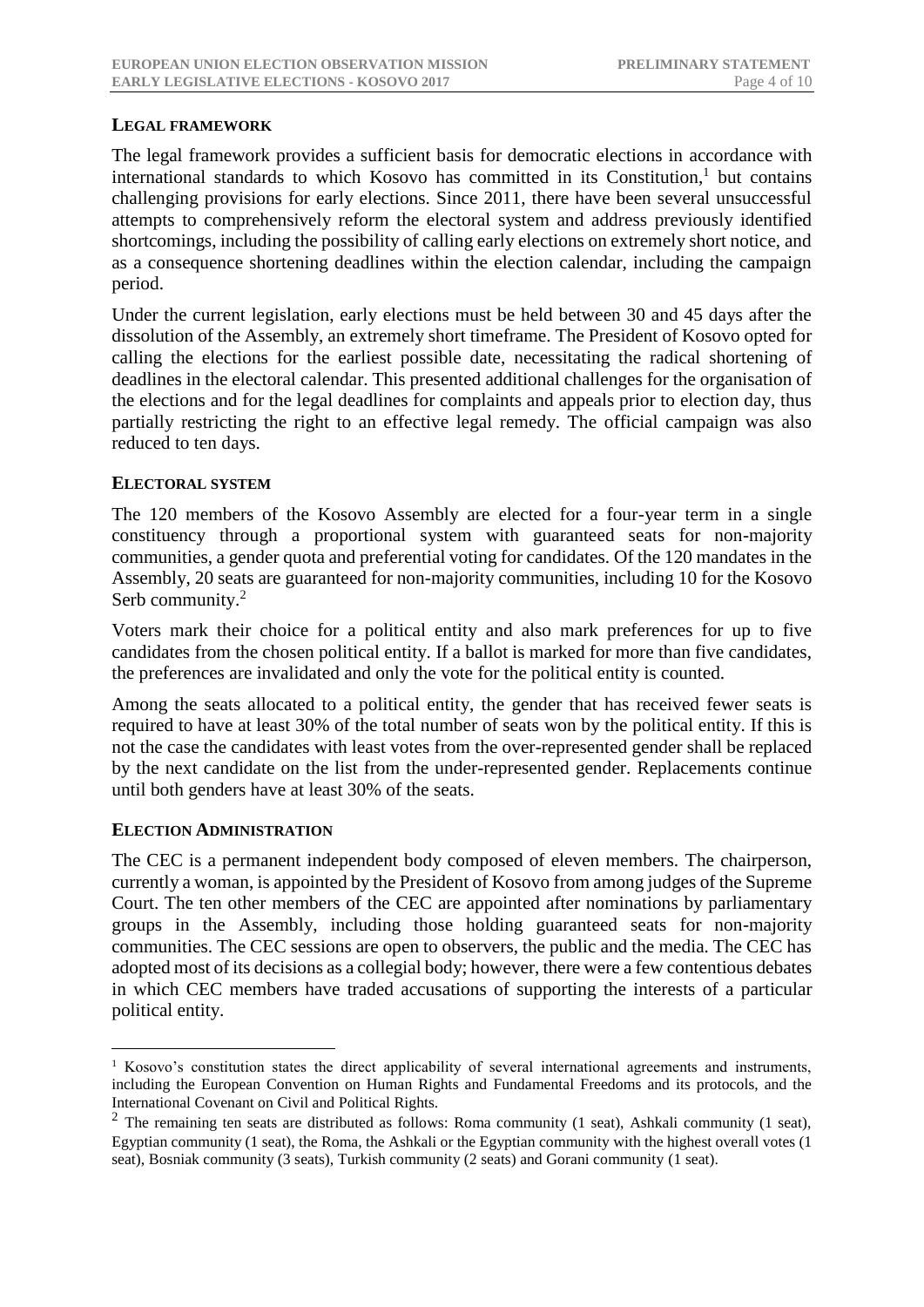### LEGAL FRAMEWORK

The legal framework provides a sufficient basis for democratic elections in accordance with international standards to which Kosovo has committed in its Constitution,[1] but contains challenging provisions for early elections. Since 2011, there have been several unsuccessful attempts to comprehensively reform the electoral system and address previously identified shortcomings, including the possibility of calling early elections on extremely short notice, and as a consequence shortening deadlines within the election calendar, including the campaign period.

Under the current legislation, early elections must be held between 30 and 45 days after the dissolution of the Assembly, an extremely short timeframe. The President of Kosovo opted for calling the elections for the earliest possible date, necessitating the radical shortening of deadlines in the electoral calendar. This presented additional challenges for the organisation of the elections and for the legal deadlines for complaints and appeals prior to election day, thus partially restricting the right to an effective legal remedy. The official campaign was also reduced to ten days.

### ELECTORAL SYSTEM

The 120 members of the Kosovo Assembly are elected for a four-year term in a single constituency through a proportional system with guaranteed seats for non-majority communities, a gender quota and preferential voting for candidates. Of the 120 mandates in the Assembly, 20 seats are guaranteed for non-majority communities, including 10 for the Kosovo Serb community.[2]

Voters mark their choice for a political entity and also mark preferences for up to five candidates from the chosen political entity. If a ballot is marked for more than five candidates, the preferences are invalidated and only the vote for the political entity is counted.

Among the seats allocated to a political entity, the gender that has received fewer seats is required to have at least 30% of the total number of seats won by the political entity. If this is not the case the candidates with least votes from the over-represented gender shall be replaced by the next candidate on the list from the under-represented gender. Replacements continue until both genders have at least 30% of the seats.

### ELECTION ADMINISTRATION

The CEC is a permanent independent body composed of eleven members. The chairperson, currently a woman, is appointed by the President of Kosovo from among judges of the Supreme Court. The ten other members of the CEC are appointed after nominations by parliamentary groups in the Assembly, including those holding guaranteed seats for non-majority communities. The CEC sessions are open to observers, the public and the media. The CEC has adopted most of its decisions as a collegial body; however, there were a few contentious debates in which CEC members have traded accusations of supporting the interests of a particular political entity.

---

[1] Kosovo's constitution states the direct applicability of several international agreements and instruments, including the European Convention on Human Rights and Fundamental Freedoms and its protocols, and the International Covenant on Civil and Political Rights.

[2] The remaining ten seats are distributed as follows: Roma community (1 seat), Ashkali community (1 seat), Egyptian community (1 seat), the Roma, the Ashkali or the Egyptian community with the highest overall votes (1 seat), Bosniak community (3 seats), Turkish community (2 seats) and Gorani community (1 seat).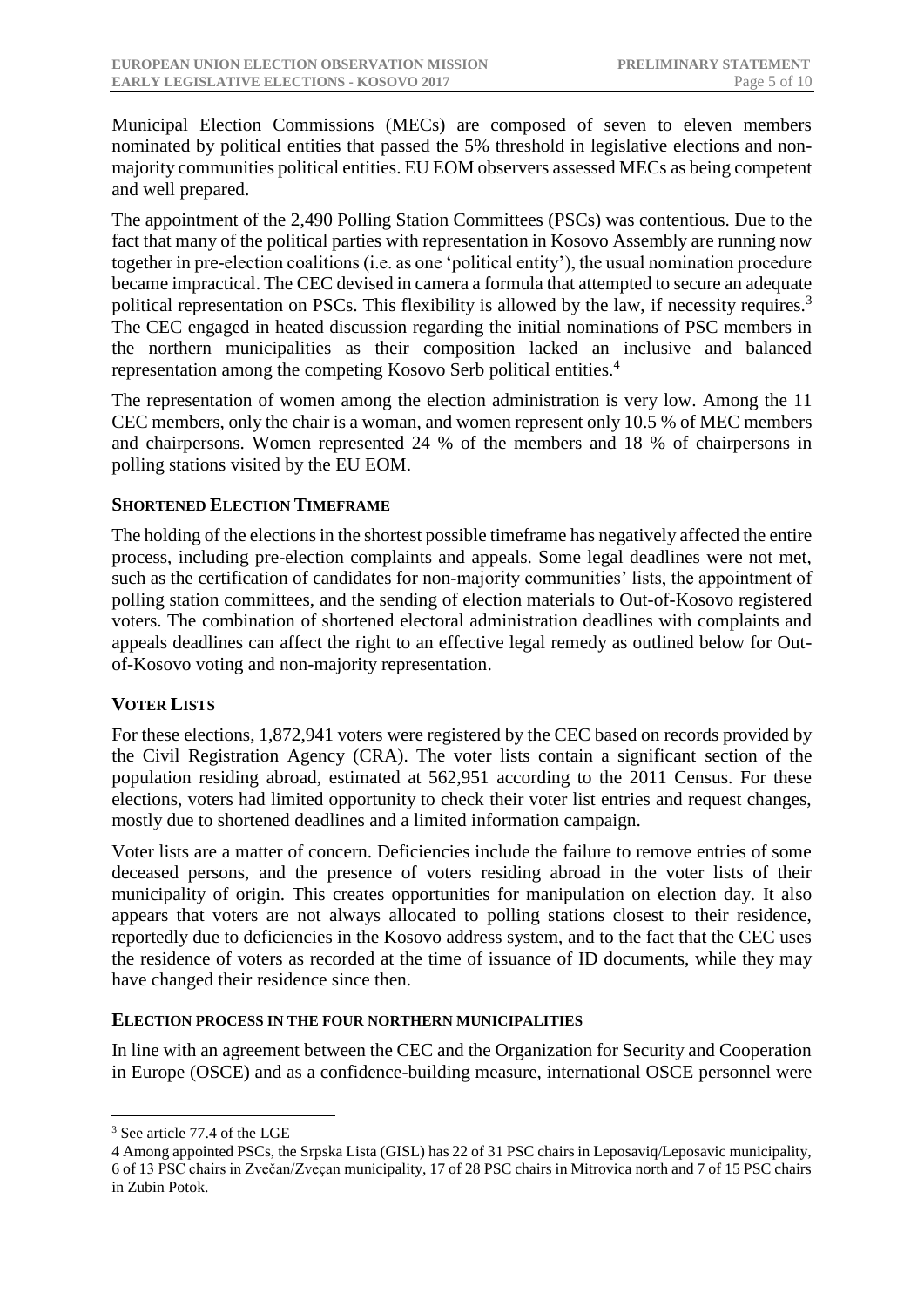Municipal Election Commissions (MECs) are composed of seven to eleven members nominated by political entities that passed the 5% threshold in legislative elections and non-majority communities political entities. EU EOM observers assessed MECs as being competent and well prepared.

The appointment of the 2,490 Polling Station Committees (PSCs) was contentious. Due to the fact that many of the political parties with representation in Kosovo Assembly are running now together in pre-election coalitions (i.e. as one 'political entity'), the usual nomination procedure became impractical. The CEC devised in camera a formula that attempted to secure an adequate political representation on PSCs. This flexibility is allowed by the law, if necessity requires.[3] The CEC engaged in heated discussion regarding the initial nominations of PSC members in the northern municipalities as their composition lacked an inclusive and balanced representation among the competing Kosovo Serb political entities.[4]

The representation of women among the election administration is very low. Among the 11 CEC members, only the chair is a woman, and women represent only 10.5 % of MEC members and chairpersons. Women represented 24 % of the members and 18 % of chairpersons in polling stations visited by the EU EOM.

### SHORTENED ELECTION TIMEFRAME

The holding of the elections in the shortest possible timeframe has negatively affected the entire process, including pre-election complaints and appeals. Some legal deadlines were not met, such as the certification of candidates for non-majority communities' lists, the appointment of polling station committees, and the sending of election materials to Out-of-Kosovo registered voters. The combination of shortened electoral administration deadlines with complaints and appeals deadlines can affect the right to an effective legal remedy as outlined below for Out-of-Kosovo voting and non-majority representation.

### VOTER LISTS

For these elections, 1,872,941 voters were registered by the CEC based on records provided by the Civil Registration Agency (CRA). The voter lists contain a significant section of the population residing abroad, estimated at 562,951 according to the 2011 Census. For these elections, voters had limited opportunity to check their voter list entries and request changes, mostly due to shortened deadlines and a limited information campaign.

Voter lists are a matter of concern. Deficiencies include the failure to remove entries of some deceased persons, and the presence of voters residing abroad in the voter lists of their municipality of origin. This creates opportunities for manipulation on election day. It also appears that voters are not always allocated to polling stations closest to their residence, reportedly due to deficiencies in the Kosovo address system, and to the fact that the CEC uses the residence of voters as recorded at the time of issuance of ID documents, while they may have changed their residence since then.

### ELECTION PROCESS IN THE FOUR NORTHERN MUNICIPALITIES

In line with an agreement between the CEC and the Organization for Security and Cooperation in Europe (OSCE) and as a confidence-building measure, international OSCE personnel were

---

[3] See article 77.4 of the LGE

[4] Among appointed PSCs, the Srpska Lista (GISL) has 22 of 31 PSC chairs in Leposaviq/Leposavic municipality, 6 of 13 PSC chairs in Zvečan/Zveçan municipality, 17 of 28 PSC chairs in Mitrovica north and 7 of 15 PSC chairs in Zubin Potok.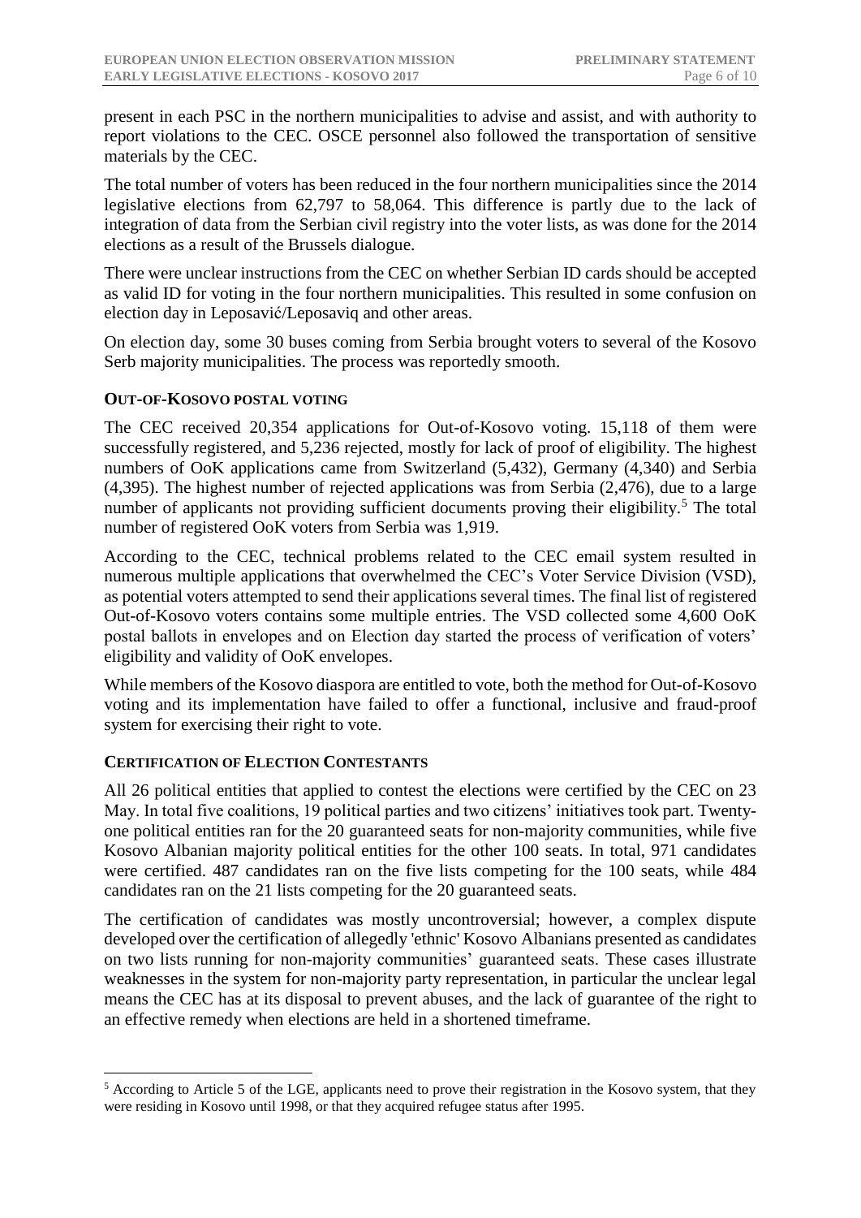present in each PSC in the northern municipalities to advise and assist, and with authority to report violations to the CEC. OSCE personnel also followed the transportation of sensitive materials by the CEC.

The total number of voters has been reduced in the four northern municipalities since the 2014 legislative elections from 62,797 to 58,064. This difference is partly due to the lack of integration of data from the Serbian civil registry into the voter lists, as was done for the 2014 elections as a result of the Brussels dialogue.

There were unclear instructions from the CEC on whether Serbian ID cards should be accepted as valid ID for voting in the four northern municipalities. This resulted in some confusion on election day in Leposavić/Leposaviq and other areas.

On election day, some 30 buses coming from Serbia brought voters to several of the Kosovo Serb majority municipalities. The process was reportedly smooth.

### OUT-OF-KOSOVO POSTAL VOTING

The CEC received 20,354 applications for Out-of-Kosovo voting. 15,118 of them were successfully registered, and 5,236 rejected, mostly for lack of proof of eligibility. The highest numbers of OoK applications came from Switzerland (5,432), Germany (4,340) and Serbia (4,395). The highest number of rejected applications was from Serbia (2,476), due to a large number of applicants not providing sufficient documents proving their eligibility.[5] The total number of registered OoK voters from Serbia was 1,919.

According to the CEC, technical problems related to the CEC email system resulted in numerous multiple applications that overwhelmed the CEC's Voter Service Division (VSD), as potential voters attempted to send their applications several times. The final list of registered Out-of-Kosovo voters contains some multiple entries. The VSD collected some 4,600 OoK postal ballots in envelopes and on Election day started the process of verification of voters' eligibility and validity of OoK envelopes.

While members of the Kosovo diaspora are entitled to vote, both the method for Out-of-Kosovo voting and its implementation have failed to offer a functional, inclusive and fraud-proof system for exercising their right to vote.

### CERTIFICATION OF ELECTION CONTESTANTS

All 26 political entities that applied to contest the elections were certified by the CEC on 23 May. In total five coalitions, 19 political parties and two citizens' initiatives took part. Twenty-one political entities ran for the 20 guaranteed seats for non-majority communities, while five Kosovo Albanian majority political entities for the other 100 seats. In total, 971 candidates were certified. 487 candidates ran on the five lists competing for the 100 seats, while 484 candidates ran on the 21 lists competing for the 20 guaranteed seats.

The certification of candidates was mostly uncontroversial; however, a complex dispute developed over the certification of allegedly 'ethnic' Kosovo Albanians presented as candidates on two lists running for non-majority communities' guaranteed seats. These cases illustrate weaknesses in the system for non-majority party representation, in particular the unclear legal means the CEC has at its disposal to prevent abuses, and the lack of guarantee of the right to an effective remedy when elections are held in a shortened timeframe.

---

[5] According to Article 5 of the LGE, applicants need to prove their registration in the Kosovo system, that they were residing in Kosovo until 1998, or that they acquired refugee status after 1995.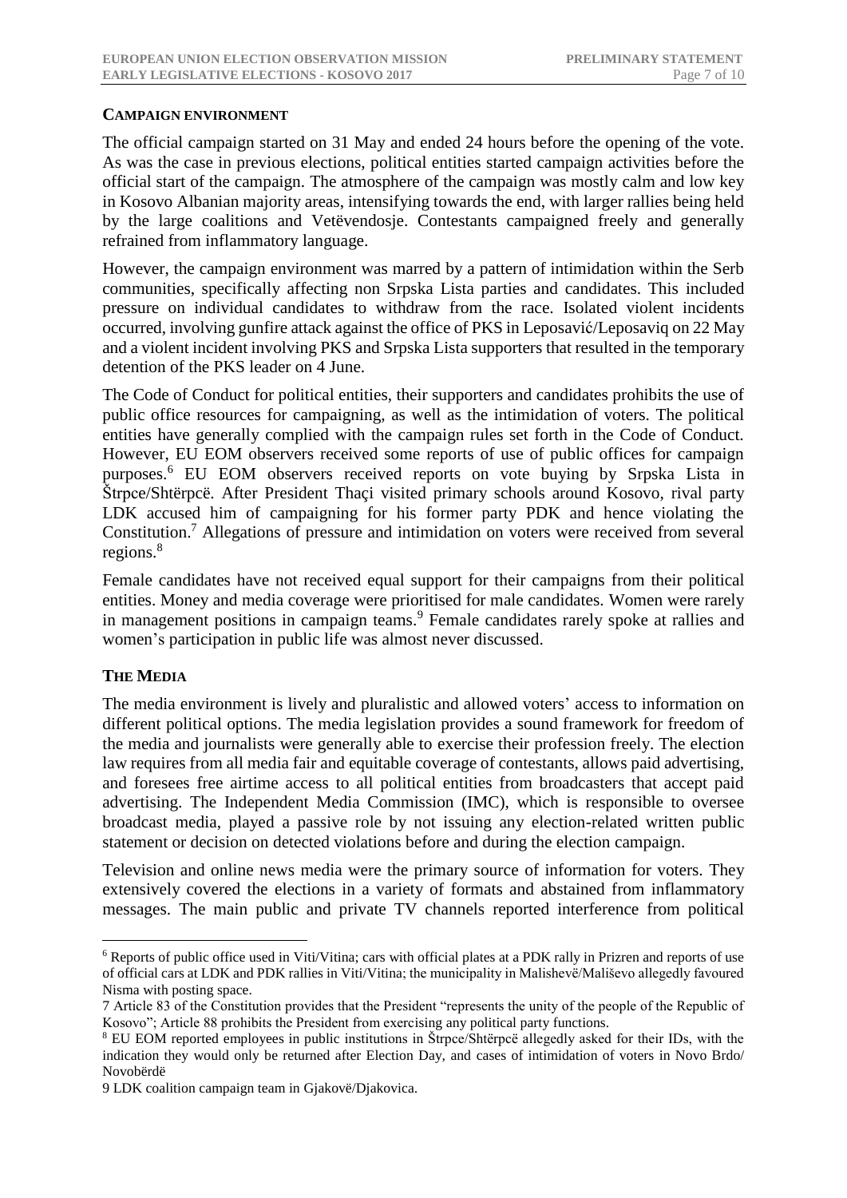## CAMPAIGN ENVIRONMENT

The official campaign started on 31 May and ended 24 hours before the opening of the vote. As was the case in previous elections, political entities started campaign activities before the official start of the campaign. The atmosphere of the campaign was mostly calm and low key in Kosovo Albanian majority areas, intensifying towards the end, with larger rallies being held by the large coalitions and Vetëvendosje. Contestants campaigned freely and generally refrained from inflammatory language.

However, the campaign environment was marred by a pattern of intimidation within the Serb communities, specifically affecting non Srpska Lista parties and candidates. This included pressure on individual candidates to withdraw from the race. Isolated violent incidents occurred, involving gunfire attack against the office of PKS in Leposavić/Leposaviq on 22 May and a violent incident involving PKS and Srpska Lista supporters that resulted in the temporary detention of the PKS leader on 4 June.

The Code of Conduct for political entities, their supporters and candidates prohibits the use of public office resources for campaigning, as well as the intimidation of voters. The political entities have generally complied with the campaign rules set forth in the Code of Conduct. However, EU EOM observers received some reports of use of public offices for campaign purposes.[6] EU EOM observers received reports on vote buying by Srpska Lista in Štrpce/Shtërpcë. After President Thaçi visited primary schools around Kosovo, rival party LDK accused him of campaigning for his former party PDK and hence violating the Constitution.[7] Allegations of pressure and intimidation on voters were received from several regions.[8]

Female candidates have not received equal support for their campaigns from their political entities. Money and media coverage were prioritised for male candidates. Women were rarely in management positions in campaign teams.[9] Female candidates rarely spoke at rallies and women's participation in public life was almost never discussed.

## THE MEDIA

The media environment is lively and pluralistic and allowed voters' access to information on different political options. The media legislation provides a sound framework for freedom of the media and journalists were generally able to exercise their profession freely. The election law requires from all media fair and equitable coverage of contestants, allows paid advertising, and foresees free airtime access to all political entities from broadcasters that accept paid advertising. The Independent Media Commission (IMC), which is responsible to oversee broadcast media, played a passive role by not issuing any election-related written public statement or decision on detected violations before and during the election campaign.

Television and online news media were the primary source of information for voters. They extensively covered the elections in a variety of formats and abstained from inflammatory messages. The main public and private TV channels reported interference from political

---

[6] Reports of public office used in Viti/Vitina; cars with official plates at a PDK rally in Prizren and reports of use of official cars at LDK and PDK rallies in Viti/Vitina; the municipality in Malishevë/Mališevo allegedly favoured Nisma with posting space.

[7] Article 83 of the Constitution provides that the President "represents the unity of the people of the Republic of Kosovo"; Article 88 prohibits the President from exercising any political party functions.

[8] EU EOM reported employees in public institutions in Štrpce/Shtërpcë allegedly asked for their IDs, with the indication they would only be returned after Election Day, and cases of intimidation of voters in Novo Brdo/ Novobërdë

[9] LDK coalition campaign team in Gjakovë/Djakovica.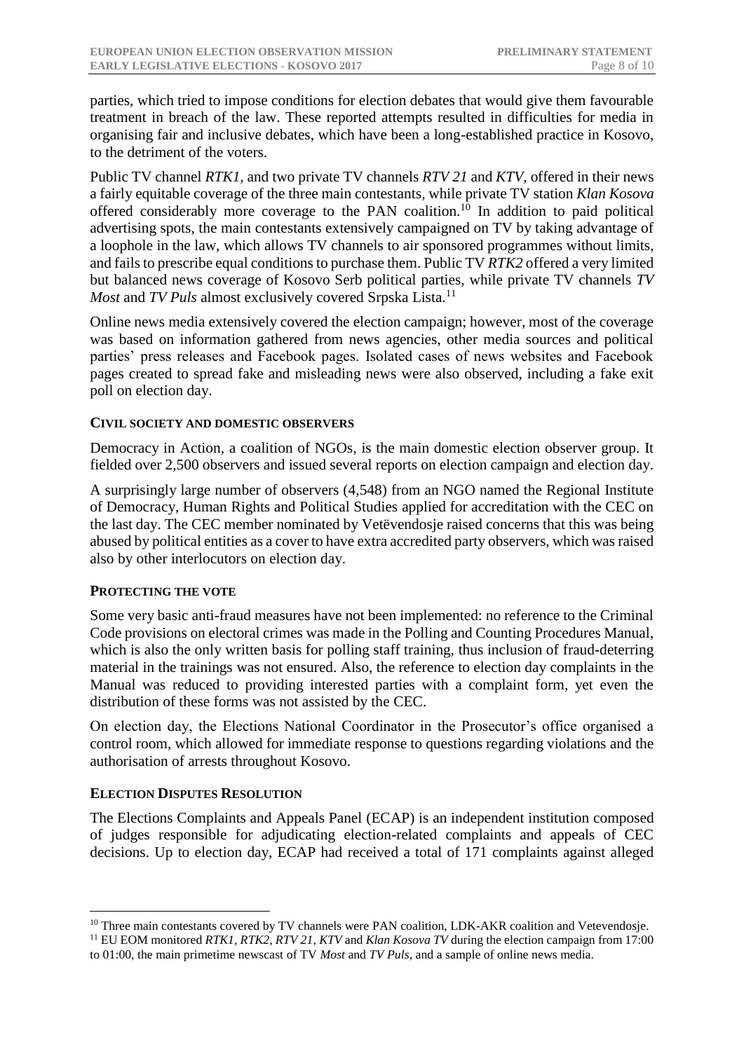parties, which tried to impose conditions for election debates that would give them favourable treatment in breach of the law. These reported attempts resulted in difficulties for media in organising fair and inclusive debates, which have been a long-established practice in Kosovo, to the detriment of the voters.

Public TV channel *RTK1*, and two private TV channels *RTV 21* and *KTV*, offered in their news a fairly equitable coverage of the three main contestants, while private TV station *Klan Kosova* offered considerably more coverage to the PAN coalition.[10] In addition to paid political advertising spots, the main contestants extensively campaigned on TV by taking advantage of a loophole in the law, which allows TV channels to air sponsored programmes without limits, and fails to prescribe equal conditions to purchase them. Public TV *RTK2* offered a very limited but balanced news coverage of Kosovo Serb political parties, while private TV channels *TV Most* and *TV Puls* almost exclusively covered Srpska Lista.[11]

Online news media extensively covered the election campaign; however, most of the coverage was based on information gathered from news agencies, other media sources and political parties' press releases and Facebook pages. Isolated cases of news websites and Facebook pages created to spread fake and misleading news were also observed, including a fake exit poll on election day.

### CIVIL SOCIETY AND DOMESTIC OBSERVERS

Democracy in Action, a coalition of NGOs, is the main domestic election observer group. It fielded over 2,500 observers and issued several reports on election campaign and election day.

A surprisingly large number of observers (4,548) from an NGO named the Regional Institute of Democracy, Human Rights and Political Studies applied for accreditation with the CEC on the last day. The CEC member nominated by Vetëvendosje raised concerns that this was being abused by political entities as a cover to have extra accredited party observers, which was raised also by other interlocutors on election day.

### PROTECTING THE VOTE

Some very basic anti-fraud measures have not been implemented: no reference to the Criminal Code provisions on electoral crimes was made in the Polling and Counting Procedures Manual, which is also the only written basis for polling staff training, thus inclusion of fraud-deterring material in the trainings was not ensured. Also, the reference to election day complaints in the Manual was reduced to providing interested parties with a complaint form, yet even the distribution of these forms was not assisted by the CEC.

On election day, the Elections National Coordinator in the Prosecutor's office organised a control room, which allowed for immediate response to questions regarding violations and the authorisation of arrests throughout Kosovo.

### ELECTION DISPUTES RESOLUTION

The Elections Complaints and Appeals Panel (ECAP) is an independent institution composed of judges responsible for adjudicating election-related complaints and appeals of CEC decisions. Up to election day, ECAP had received a total of 171 complaints against alleged

---

[10] Three main contestants covered by TV channels were PAN coalition, LDK-AKR coalition and Vetevendosje.

[11] EU EOM monitored *RTK1, RTK2, RTV 21, KTV* and *Klan Kosova TV* during the election campaign from 17:00 to 01:00, the main primetime newscast of TV *Most* and *TV Puls*, and a sample of online news media.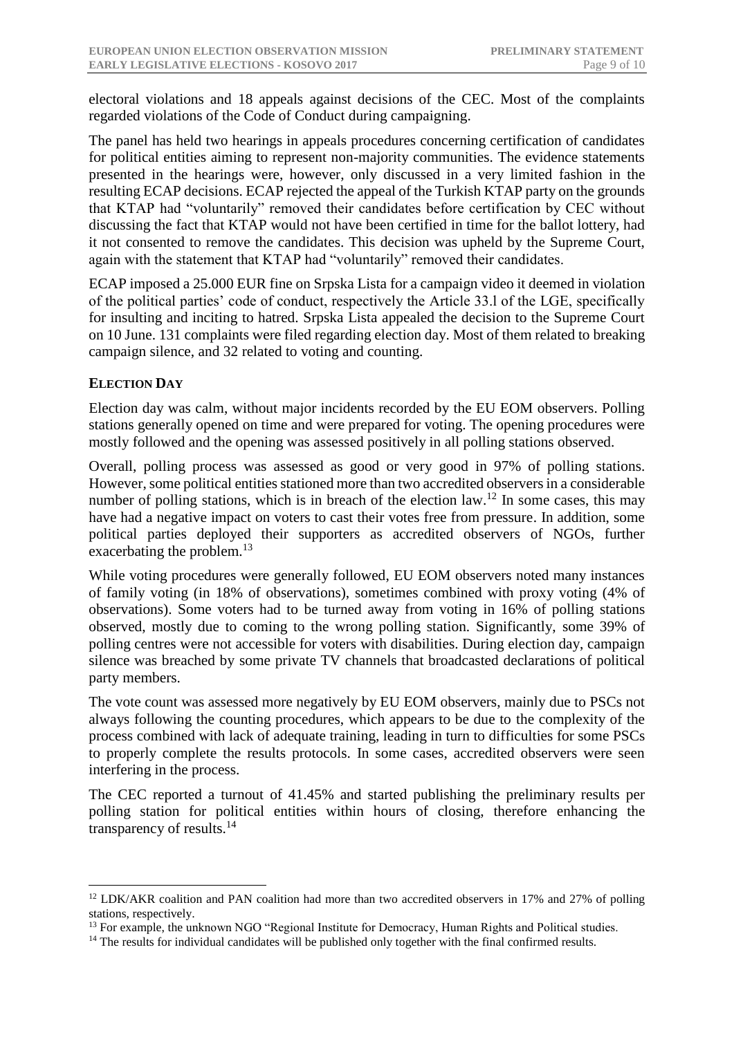electoral violations and 18 appeals against decisions of the CEC. Most of the complaints regarded violations of the Code of Conduct during campaigning.

The panel has held two hearings in appeals procedures concerning certification of candidates for political entities aiming to represent non-majority communities. The evidence statements presented in the hearings were, however, only discussed in a very limited fashion in the resulting ECAP decisions. ECAP rejected the appeal of the Turkish KTAP party on the grounds that KTAP had "voluntarily" removed their candidates before certification by CEC without discussing the fact that KTAP would not have been certified in time for the ballot lottery, had it not consented to remove the candidates. This decision was upheld by the Supreme Court, again with the statement that KTAP had "voluntarily" removed their candidates.

ECAP imposed a 25.000 EUR fine on Srpska Lista for a campaign video it deemed in violation of the political parties' code of conduct, respectively the Article 33.l of the LGE, specifically for insulting and inciting to hatred. Srpska Lista appealed the decision to the Supreme Court on 10 June. 131 complaints were filed regarding election day. Most of them related to breaking campaign silence, and 32 related to voting and counting.

## ELECTION DAY

Election day was calm, without major incidents recorded by the EU EOM observers. Polling stations generally opened on time and were prepared for voting. The opening procedures were mostly followed and the opening was assessed positively in all polling stations observed.

Overall, polling process was assessed as good or very good in 97% of polling stations. However, some political entities stationed more than two accredited observers in a considerable number of polling stations, which is in breach of the election law.[12] In some cases, this may have had a negative impact on voters to cast their votes free from pressure. In addition, some political parties deployed their supporters as accredited observers of NGOs, further exacerbating the problem.[13]

While voting procedures were generally followed, EU EOM observers noted many instances of family voting (in 18% of observations), sometimes combined with proxy voting (4% of observations). Some voters had to be turned away from voting in 16% of polling stations observed, mostly due to coming to the wrong polling station. Significantly, some 39% of polling centres were not accessible for voters with disabilities. During election day, campaign silence was breached by some private TV channels that broadcasted declarations of political party members.

The vote count was assessed more negatively by EU EOM observers, mainly due to PSCs not always following the counting procedures, which appears to be due to the complexity of the process combined with lack of adequate training, leading in turn to difficulties for some PSCs to properly complete the results protocols. In some cases, accredited observers were seen interfering in the process.

The CEC reported a turnout of 41.45% and started publishing the preliminary results per polling station for political entities within hours of closing, therefore enhancing the transparency of results.[14]

---

[12] LDK/AKR coalition and PAN coalition had more than two accredited observers in 17% and 27% of polling stations, respectively.

[13] For example, the unknown NGO "Regional Institute for Democracy, Human Rights and Political studies.

[14] The results for individual candidates will be published only together with the final confirmed results.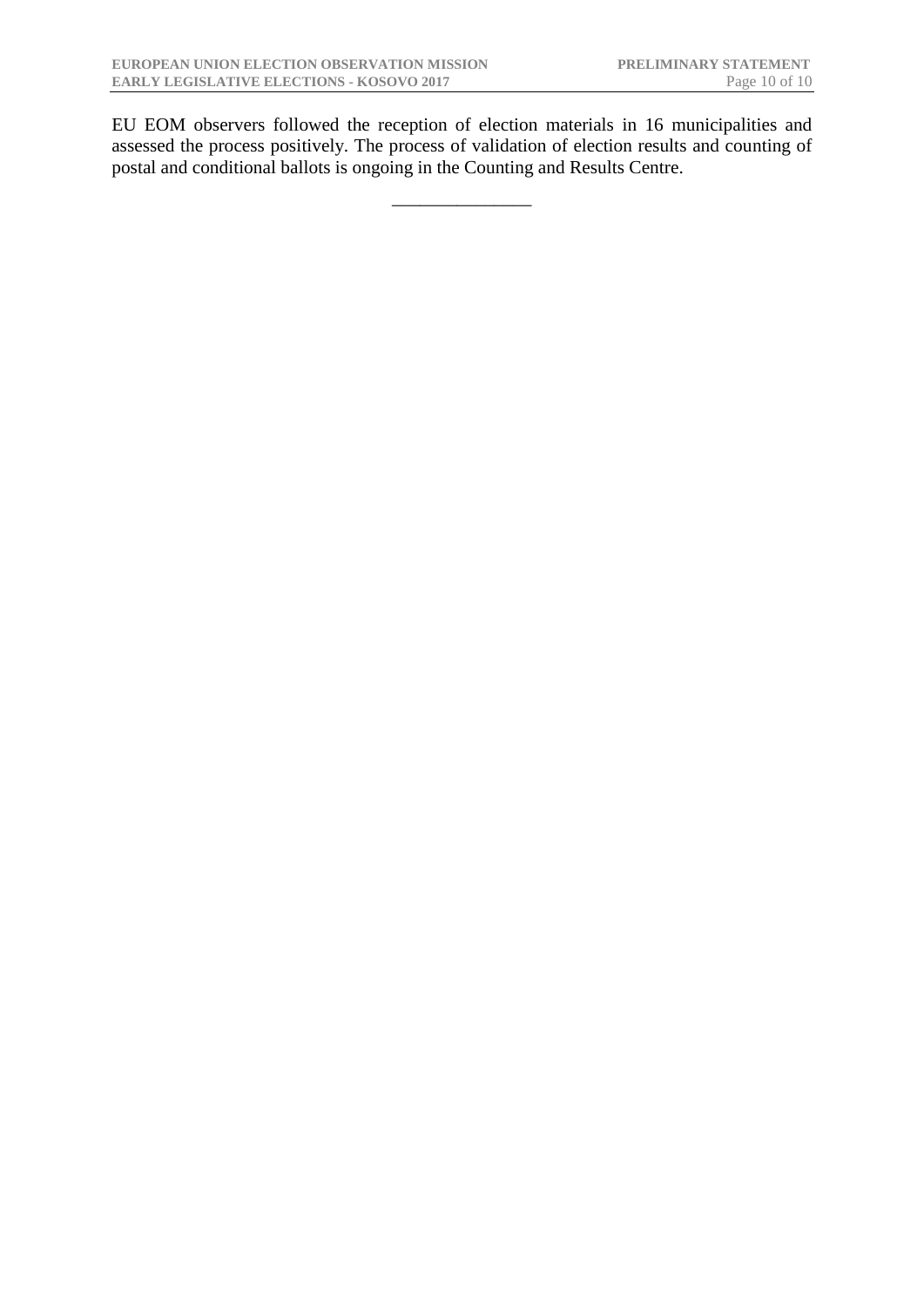EU EOM observers followed the reception of election materials in 16 municipalities and assessed the process positively. The process of validation of election results and counting of postal and conditional ballots is ongoing in the Counting and Results Centre.

_______________